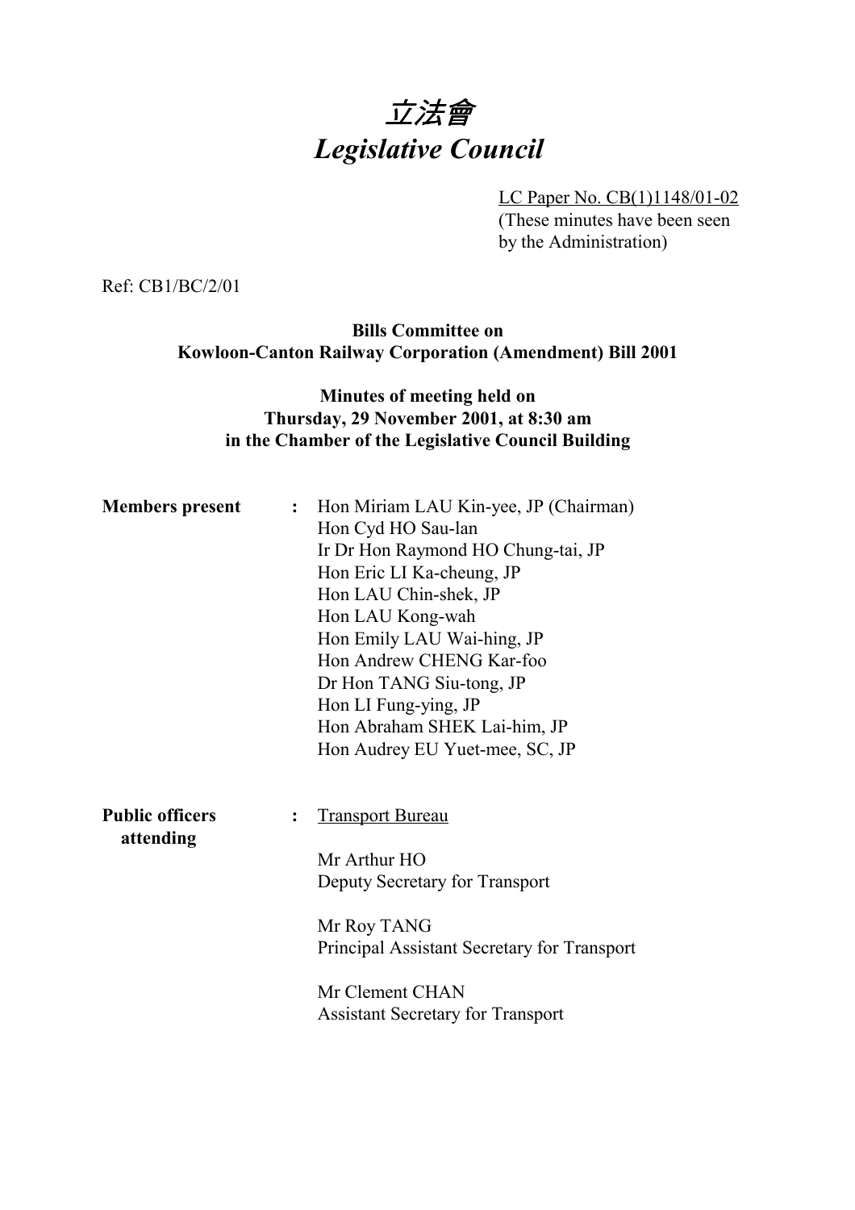# 立法會
# *Legislative Council*

LC Paper No. CB(1)1148/01-02
(These minutes have been seen by the Administration)

Ref: CB1/BC/2/01

**Bills Committee on**
**Kowloon-Canton Railway Corporation (Amendment) Bill 2001**

**Minutes of meeting held on**
**Thursday, 29 November 2001, at 8:30 am**
**in the Chamber of the Legislative Council Building**

**Members present** : Hon Miriam LAU Kin-yee, JP (Chairman)
Hon Cyd HO Sau-lan
Ir Dr Hon Raymond HO Chung-tai, JP
Hon Eric LI Ka-cheung, JP
Hon LAU Chin-shek, JP
Hon LAU Kong-wah
Hon Emily LAU Wai-hing, JP
Hon Andrew CHENG Kar-foo
Dr Hon TANG Siu-tong, JP
Hon LI Fung-ying, JP
Hon Abraham SHEK Lai-him, JP
Hon Audrey EU Yuet-mee, SC, JP

**Public officers attending** : Transport Bureau

Mr Arthur HO
Deputy Secretary for Transport

Mr Roy TANG
Principal Assistant Secretary for Transport

Mr Clement CHAN
Assistant Secretary for Transport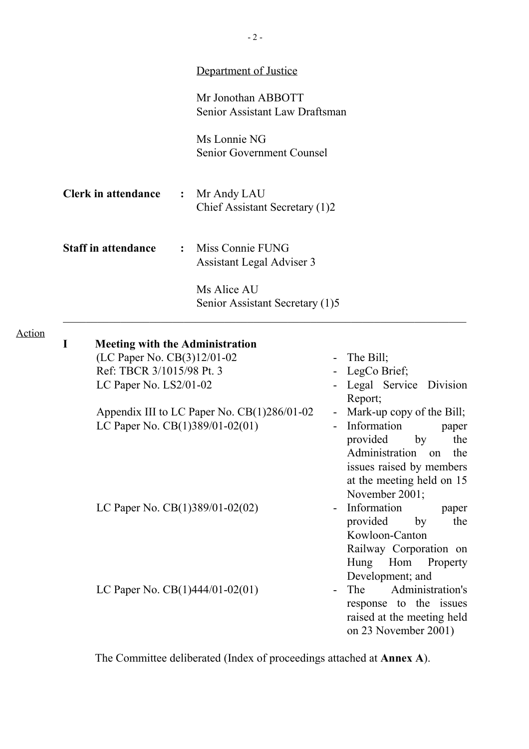Department of Justice

Mr Jonothan ABBOTT
Senior Assistant Law Draftsman

Ms Lonnie NG
Senior Government Counsel

**Clerk in attendance** : Mr Andy LAU
Chief Assistant Secretary (1)2

**Staff in attendance** : Miss Connie FUNG
Assistant Legal Adviser 3

Ms Alice AU
Senior Assistant Secretary (1)5

---

Action

**I Meeting with the Administration**

| | |
|---|---|
| (LC Paper No. CB(3)12/01-02 | - The Bill; |
| Ref: TBCR 3/1015/98 Pt. 3 | - LegCo Brief; |
| LC Paper No. LS2/01-02 | - Legal Service Division Report; |
| Appendix III to LC Paper No. CB(1)286/01-02 | - Mark-up copy of the Bill; |
| LC Paper No. CB(1)389/01-02(01) | - Information paper provided by the Administration on the issues raised by members at the meeting held on 15 November 2001; |
| LC Paper No. CB(1)389/01-02(02) | - Information paper provided by the Kowloon-Canton Railway Corporation on Hung Hom Property Development; and |
| LC Paper No. CB(1)444/01-02(01) | - The Administration's response to the issues raised at the meeting held on 23 November 2001) |

The Committee deliberated (Index of proceedings attached at **Annex A**).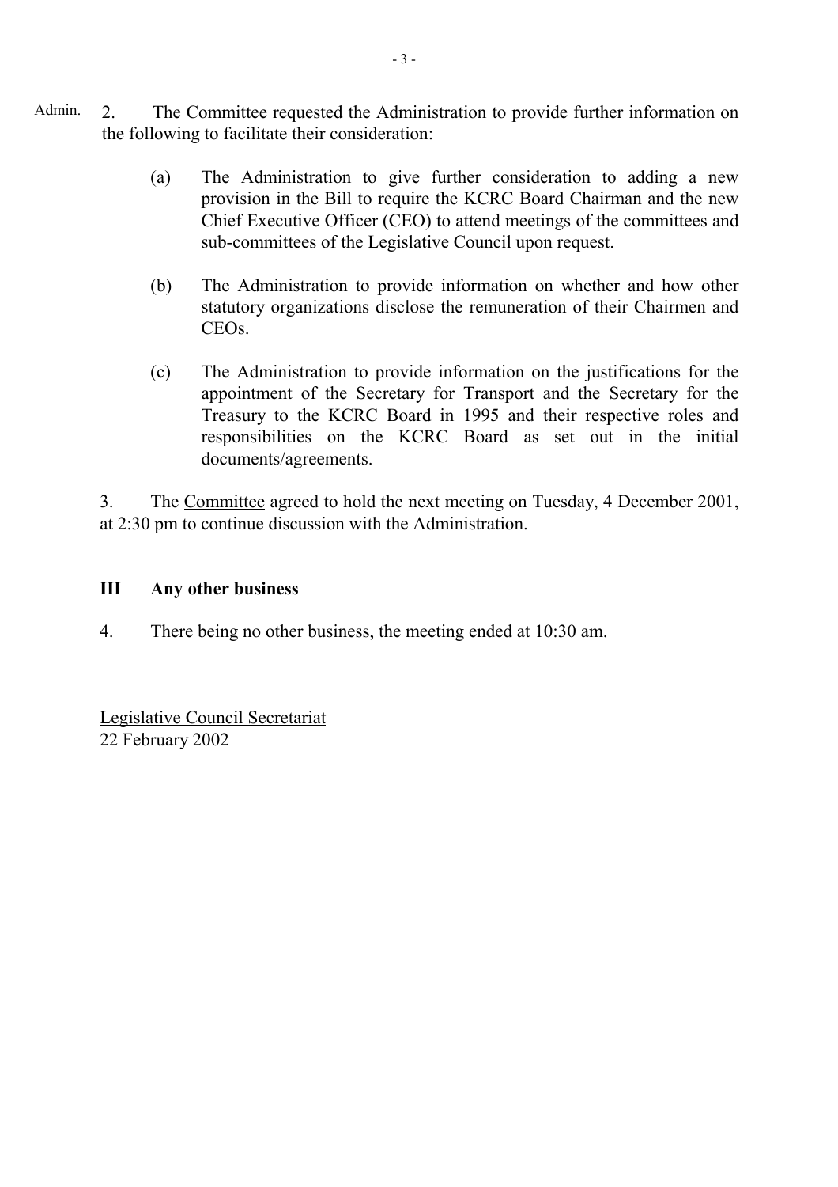Admin. 2. The Committee requested the Administration to provide further information on the following to facilitate their consideration:

(a) The Administration to give further consideration to adding a new provision in the Bill to require the KCRC Board Chairman and the new Chief Executive Officer (CEO) to attend meetings of the committees and sub-committees of the Legislative Council upon request.

(b) The Administration to provide information on whether and how other statutory organizations disclose the remuneration of their Chairmen and CEOs.

(c) The Administration to provide information on the justifications for the appointment of the Secretary for Transport and the Secretary for the Treasury to the KCRC Board in 1995 and their respective roles and responsibilities on the KCRC Board as set out in the initial documents/agreements.

3. The Committee agreed to hold the next meeting on Tuesday, 4 December 2001, at 2:30 pm to continue discussion with the Administration.

## III Any other business

4. There being no other business, the meeting ended at 10:30 am.

Legislative Council Secretariat
22 February 2002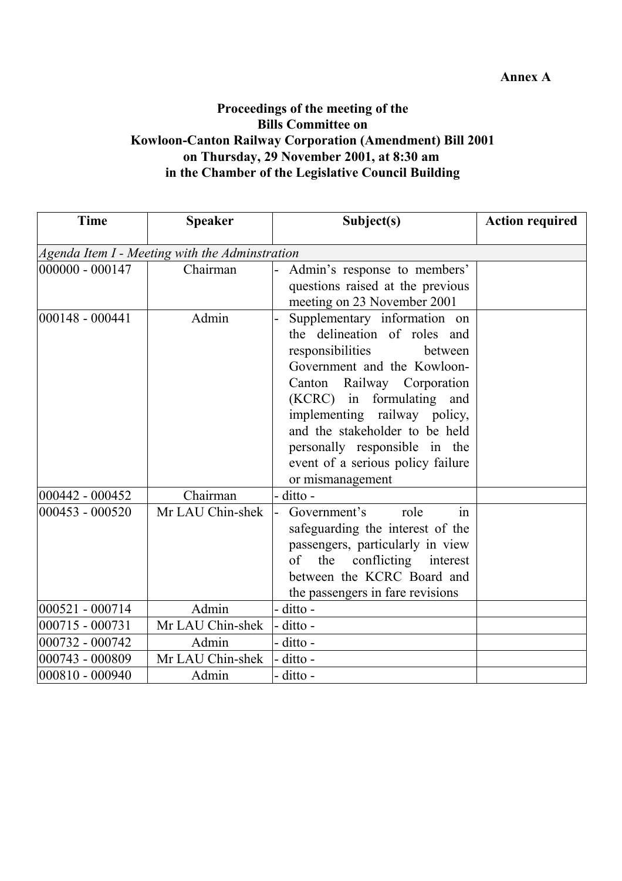**Annex A**

**Proceedings of the meeting of the Bills Committee on Kowloon-Canton Railway Corporation (Amendment) Bill 2001 on Thursday, 29 November 2001, at 8:30 am in the Chamber of the Legislative Council Building**

| Time | Speaker | Subject(s) | Action required |
|---|---|---|---|
| *Agenda Item I - Meeting with the Adminstration* | | | |
| 000000 - 000147 | Chairman | - Admin's response to members' questions raised at the previous meeting on 23 November 2001 | |
| 000148 - 000441 | Admin | - Supplementary information on the delineation of roles and responsibilities between Government and the Kowloon-Canton Railway Corporation (KCRC) in formulating and implementing railway policy, and the stakeholder to be held personally responsible in the event of a serious policy failure or mismanagement | |
| 000442 - 000452 | Chairman | - ditto - | |
| 000453 - 000520 | Mr LAU Chin-shek | - Government's role in safeguarding the interest of the passengers, particularly in view of the conflicting interest between the KCRC Board and the passengers in fare revisions | |
| 000521 - 000714 | Admin | - ditto - | |
| 000715 - 000731 | Mr LAU Chin-shek | - ditto - | |
| 000732 - 000742 | Admin | - ditto - | |
| 000743 - 000809 | Mr LAU Chin-shek | - ditto - | |
| 000810 - 000940 | Admin | - ditto - | |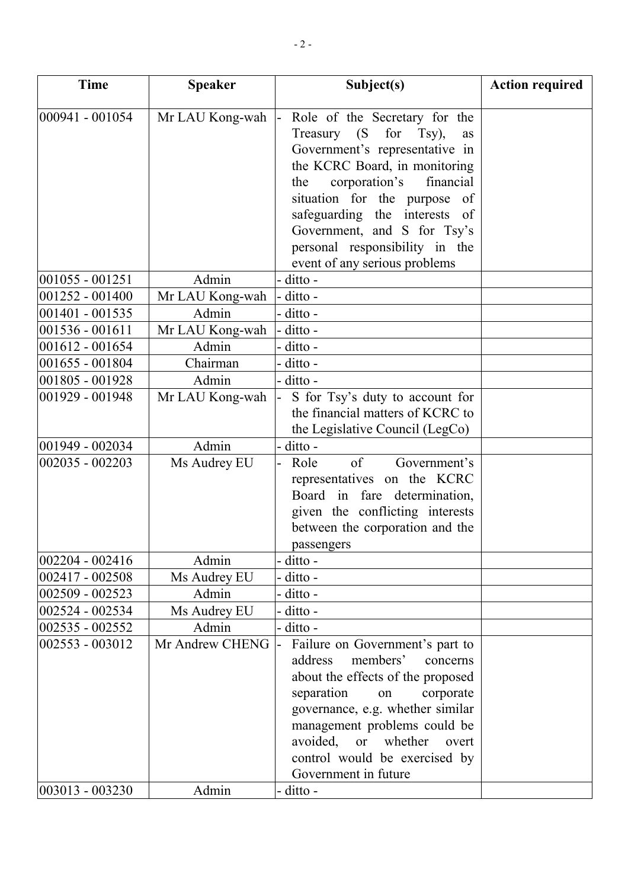| Time | Speaker | Subject(s) | Action required |
|---|---|---|---|
| 000941 - 001054 | Mr LAU Kong-wah | - Role of the Secretary for the Treasury (S for Tsy), as Government's representative in the KCRC Board, in monitoring the corporation's financial situation for the purpose of safeguarding the interests of Government, and S for Tsy's personal responsibility in the event of any serious problems | |
| 001055 - 001251 | Admin | - ditto - | |
| 001252 - 001400 | Mr LAU Kong-wah | - ditto - | |
| 001401 - 001535 | Admin | - ditto - | |
| 001536 - 001611 | Mr LAU Kong-wah | - ditto - | |
| 001612 - 001654 | Admin | - ditto - | |
| 001655 - 001804 | Chairman | - ditto - | |
| 001805 - 001928 | Admin | - ditto - | |
| 001929 - 001948 | Mr LAU Kong-wah | - S for Tsy's duty to account for the financial matters of KCRC to the Legislative Council (LegCo) | |
| 001949 - 002034 | Admin | - ditto - | |
| 002035 - 002203 | Ms Audrey EU | - Role of Government's representatives on the KCRC Board in fare determination, given the conflicting interests between the corporation and the passengers | |
| 002204 - 002416 | Admin | - ditto - | |
| 002417 - 002508 | Ms Audrey EU | - ditto - | |
| 002509 - 002523 | Admin | - ditto - | |
| 002524 - 002534 | Ms Audrey EU | - ditto - | |
| 002535 - 002552 | Admin | - ditto - | |
| 002553 - 003012 | Mr Andrew CHENG | - Failure on Government's part to address members' concerns about the effects of the proposed separation on corporate governance, e.g. whether similar management problems could be avoided, or whether overt control would be exercised by Government in future | |
| 003013 - 003230 | Admin | - ditto - | |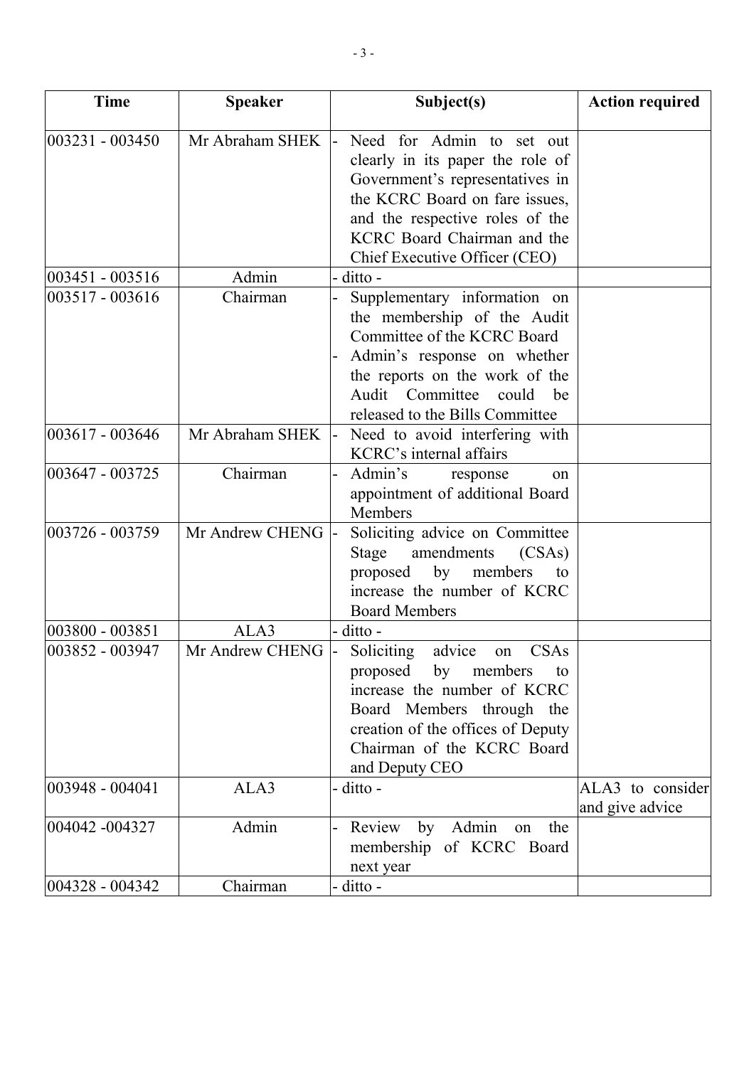| Time | Speaker | Subject(s) | Action required |
|---|---|---|---|
| 003231 - 003450 | Mr Abraham SHEK | - Need for Admin to set out clearly in its paper the role of Government's representatives in the KCRC Board on fare issues, and the respective roles of the KCRC Board Chairman and the Chief Executive Officer (CEO) | |
| 003451 - 003516 | Admin | - ditto - | |
| 003517 - 003616 | Chairman | - Supplementary information on the membership of the Audit Committee of the KCRC Board<br>- Admin's response on whether the reports on the work of the Audit Committee could be released to the Bills Committee | |
| 003617 - 003646 | Mr Abraham SHEK | - Need to avoid interfering with KCRC's internal affairs | |
| 003647 - 003725 | Chairman | - Admin's response on appointment of additional Board Members | |
| 003726 - 003759 | Mr Andrew CHENG | - Soliciting advice on Committee Stage amendments (CSAs) proposed by members to increase the number of KCRC Board Members | |
| 003800 - 003851 | ALA3 | - ditto - | |
| 003852 - 003947 | Mr Andrew CHENG | - Soliciting advice on CSAs proposed by members to increase the number of KCRC Board Members through the creation of the offices of Deputy Chairman of the KCRC Board and Deputy CEO | |
| 003948 - 004041 | ALA3 | - ditto - | ALA3 to consider and give advice |
| 004042 -004327 | Admin | - Review by Admin on the membership of KCRC Board next year | |
| 004328 - 004342 | Chairman | - ditto - | |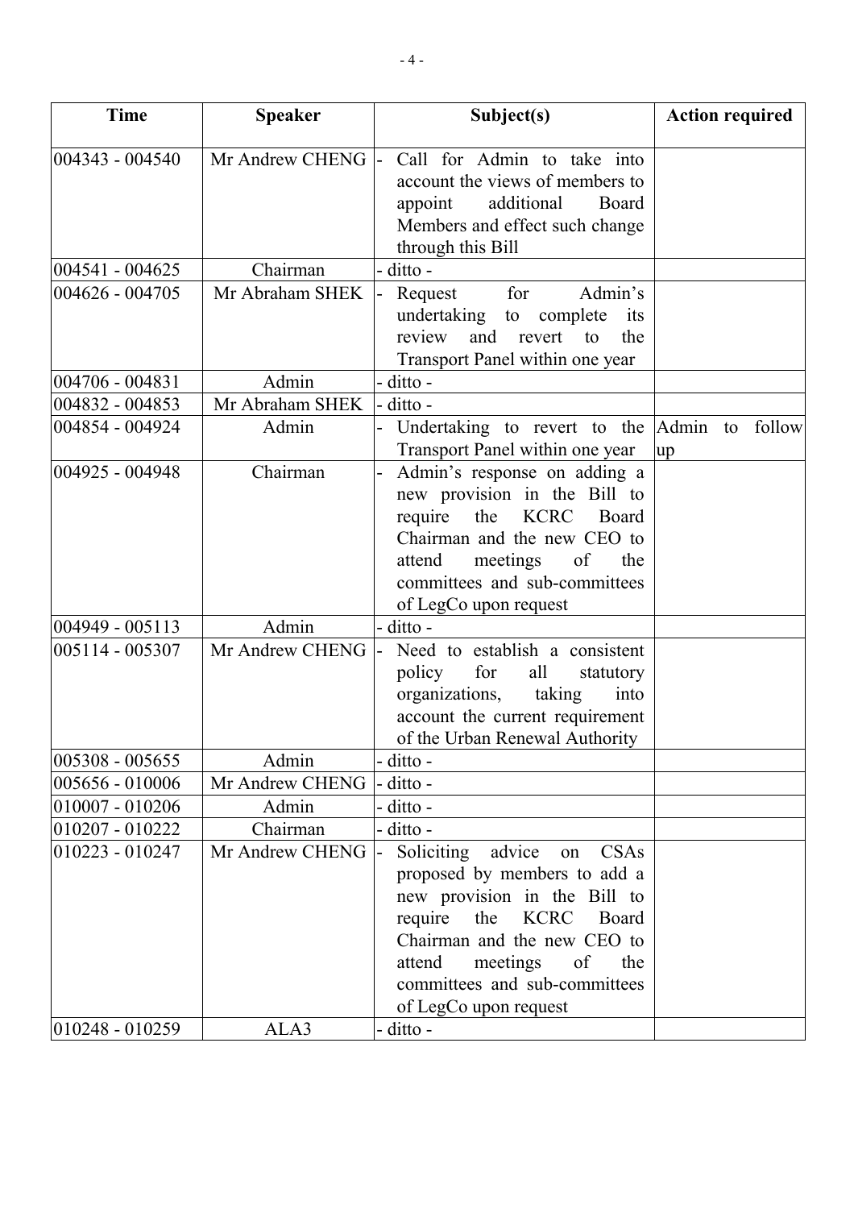| Time | Speaker | Subject(s) | Action required |
|---|---|---|---|
| 004343 - 004540 | Mr Andrew CHENG | - Call for Admin to take into account the views of members to appoint additional Board Members and effect such change through this Bill | |
| 004541 - 004625 | Chairman | - ditto - | |
| 004626 - 004705 | Mr Abraham SHEK | - Request for Admin's undertaking to complete its review and revert to the Transport Panel within one year | |
| 004706 - 004831 | Admin | - ditto - | |
| 004832 - 004853 | Mr Abraham SHEK | - ditto - | |
| 004854 - 004924 | Admin | - Undertaking to revert to the Transport Panel within one year | Admin to follow up |
| 004925 - 004948 | Chairman | - Admin's response on adding a new provision in the Bill to require the KCRC Board Chairman and the new CEO to attend meetings of the committees and sub-committees of LegCo upon request | |
| 004949 - 005113 | Admin | - ditto - | |
| 005114 - 005307 | Mr Andrew CHENG | - Need to establish a consistent policy for all statutory organizations, taking into account the current requirement of the Urban Renewal Authority | |
| 005308 - 005655 | Admin | - ditto - | |
| 005656 - 010006 | Mr Andrew CHENG | - ditto - | |
| 010007 - 010206 | Admin | - ditto - | |
| 010207 - 010222 | Chairman | - ditto - | |
| 010223 - 010247 | Mr Andrew CHENG | - Soliciting advice on CSAs proposed by members to add a new provision in the Bill to require the KCRC Board Chairman and the new CEO to attend meetings of the committees and sub-committees of LegCo upon request | |
| 010248 - 010259 | ALA3 | - ditto - | |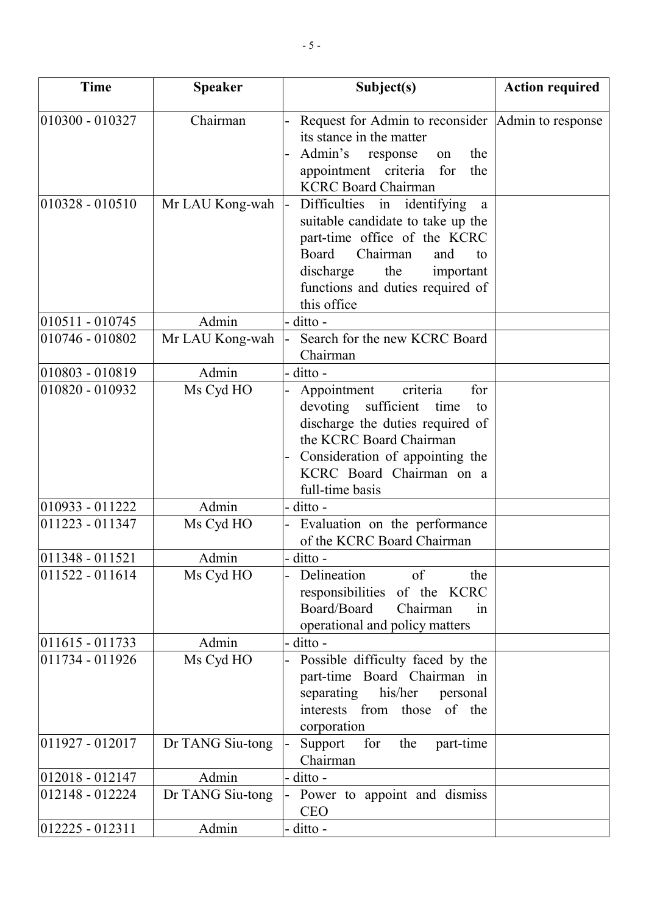| Time | Speaker | Subject(s) | Action required |
|---|---|---|---|
| 010300 - 010327 | Chairman | - Request for Admin to reconsider its stance in the matter<br>- Admin's response on the appointment criteria for the KCRC Board Chairman | Admin to response |
| 010328 - 010510 | Mr LAU Kong-wah | - Difficulties in identifying a suitable candidate to take up the part-time office of the KCRC Board Chairman and to discharge the important functions and duties required of this office | |
| 010511 - 010745 | Admin | - ditto - | |
| 010746 - 010802 | Mr LAU Kong-wah | - Search for the new KCRC Board Chairman | |
| 010803 - 010819 | Admin | - ditto - | |
| 010820 - 010932 | Ms Cyd HO | - Appointment criteria for devoting sufficient time to discharge the duties required of the KCRC Board Chairman<br>- Consideration of appointing the KCRC Board Chairman on a full-time basis | |
| 010933 - 011222 | Admin | - ditto - | |
| 011223 - 011347 | Ms Cyd HO | - Evaluation on the performance of the KCRC Board Chairman | |
| 011348 - 011521 | Admin | - ditto - | |
| 011522 - 011614 | Ms Cyd HO | - Delineation of the responsibilities of the KCRC Board/Board Chairman in operational and policy matters | |
| 011615 - 011733 | Admin | - ditto - | |
| 011734 - 011926 | Ms Cyd HO | - Possible difficulty faced by the part-time Board Chairman in separating his/her personal interests from those of the corporation | |
| 011927 - 012017 | Dr TANG Siu-tong | - Support for the part-time Chairman | |
| 012018 - 012147 | Admin | - ditto - | |
| 012148 - 012224 | Dr TANG Siu-tong | - Power to appoint and dismiss CEO | |
| 012225 - 012311 | Admin | - ditto - | |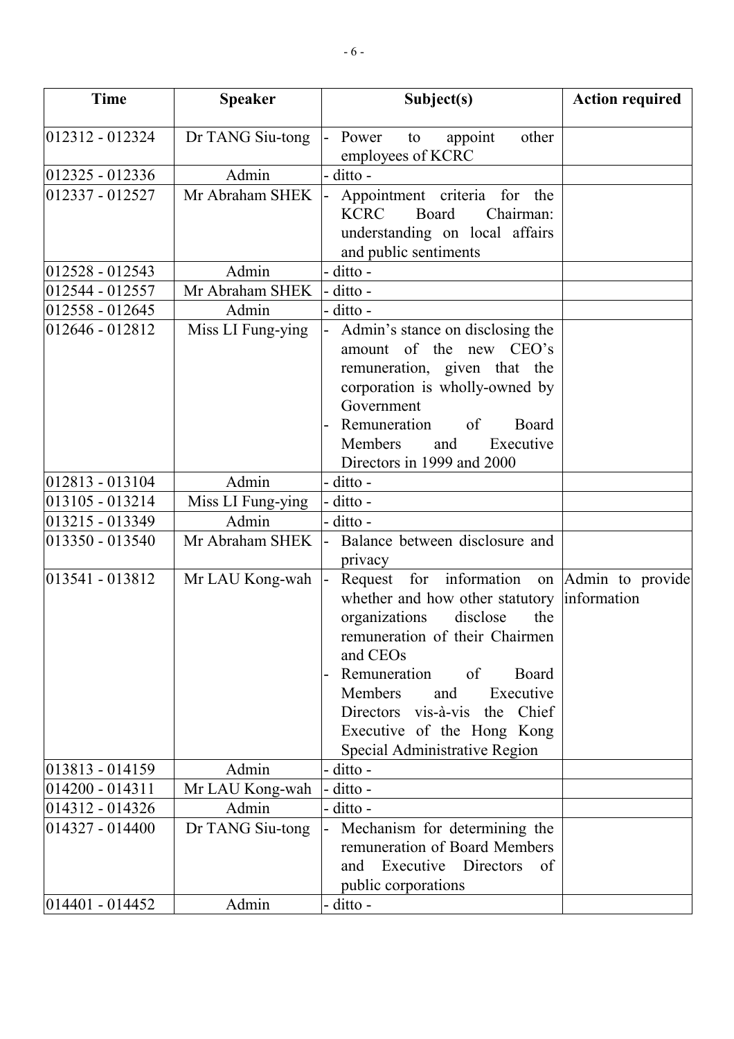| Time | Speaker | Subject(s) | Action required |
|---|---|---|---|
| 012312 - 012324 | Dr TANG Siu-tong | - Power to appoint other employees of KCRC | |
| 012325 - 012336 | Admin | - ditto - | |
| 012337 - 012527 | Mr Abraham SHEK | - Appointment criteria for the KCRC Board Chairman: understanding on local affairs and public sentiments | |
| 012528 - 012543 | Admin | - ditto - | |
| 012544 - 012557 | Mr Abraham SHEK | - ditto - | |
| 012558 - 012645 | Admin | - ditto - | |
| 012646 - 012812 | Miss LI Fung-ying | - Admin's stance on disclosing the amount of the new CEO's remuneration, given that the corporation is wholly-owned by Government<br>- Remuneration of Board Members and Executive Directors in 1999 and 2000 | |
| 012813 - 013104 | Admin | - ditto - | |
| 013105 - 013214 | Miss LI Fung-ying | - ditto - | |
| 013215 - 013349 | Admin | - ditto - | |
| 013350 - 013540 | Mr Abraham SHEK | - Balance between disclosure and privacy | |
| 013541 - 013812 | Mr LAU Kong-wah | - Request for information on whether and how other statutory organizations disclose the remuneration of their Chairmen and CEOs<br>- Remuneration of Board Members and Executive Directors vis-à-vis the Chief Executive of the Hong Kong Special Administrative Region | Admin to provide information |
| 013813 - 014159 | Admin | - ditto - | |
| 014200 - 014311 | Mr LAU Kong-wah | - ditto - | |
| 014312 - 014326 | Admin | - ditto - | |
| 014327 - 014400 | Dr TANG Siu-tong | - Mechanism for determining the remuneration of Board Members and Executive Directors of public corporations | |
| 014401 - 014452 | Admin | - ditto - | |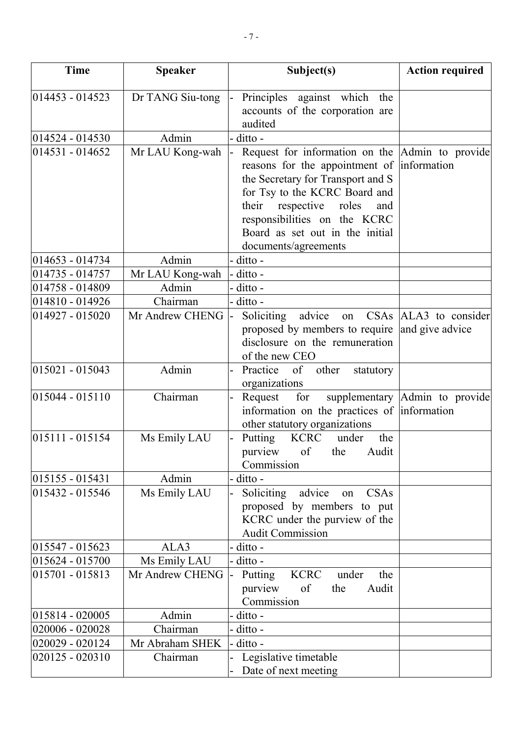| Time | Speaker | Subject(s) | Action required |
|---|---|---|---|
| 014453 - 014523 | Dr TANG Siu-tong | - Principles against which the accounts of the corporation are audited | |
| 014524 - 014530 | Admin | - ditto - | |
| 014531 - 014652 | Mr LAU Kong-wah | - Request for information on the reasons for the appointment of the Secretary for Transport and S for Tsy to the KCRC Board and their respective roles and responsibilities on the KCRC Board as set out in the initial documents/agreements | Admin to provide information |
| 014653 - 014734 | Admin | - ditto - | |
| 014735 - 014757 | Mr LAU Kong-wah | - ditto - | |
| 014758 - 014809 | Admin | - ditto - | |
| 014810 - 014926 | Chairman | - ditto - | |
| 014927 - 015020 | Mr Andrew CHENG | - Soliciting advice on CSAs proposed by members to require disclosure on the remuneration of the new CEO | ALA3 to consider and give advice |
| 015021 - 015043 | Admin | - Practice of other statutory organizations | |
| 015044 - 015110 | Chairman | - Request for supplementary information on the practices of other statutory organizations | Admin to provide information |
| 015111 - 015154 | Ms Emily LAU | - Putting KCRC under the purview of the Audit Commission | |
| 015155 - 015431 | Admin | - ditto - | |
| 015432 - 015546 | Ms Emily LAU | - Soliciting advice on CSAs proposed by members to put KCRC under the purview of the Audit Commission | |
| 015547 - 015623 | ALA3 | - ditto - | |
| 015624 - 015700 | Ms Emily LAU | - ditto - | |
| 015701 - 015813 | Mr Andrew CHENG | - Putting KCRC under the purview of the Audit Commission | |
| 015814 - 020005 | Admin | - ditto - | |
| 020006 - 020028 | Chairman | - ditto - | |
| 020029 - 020124 | Mr Abraham SHEK | - ditto - | |
| 020125 - 020310 | Chairman | - Legislative timetable<br>- Date of next meeting | |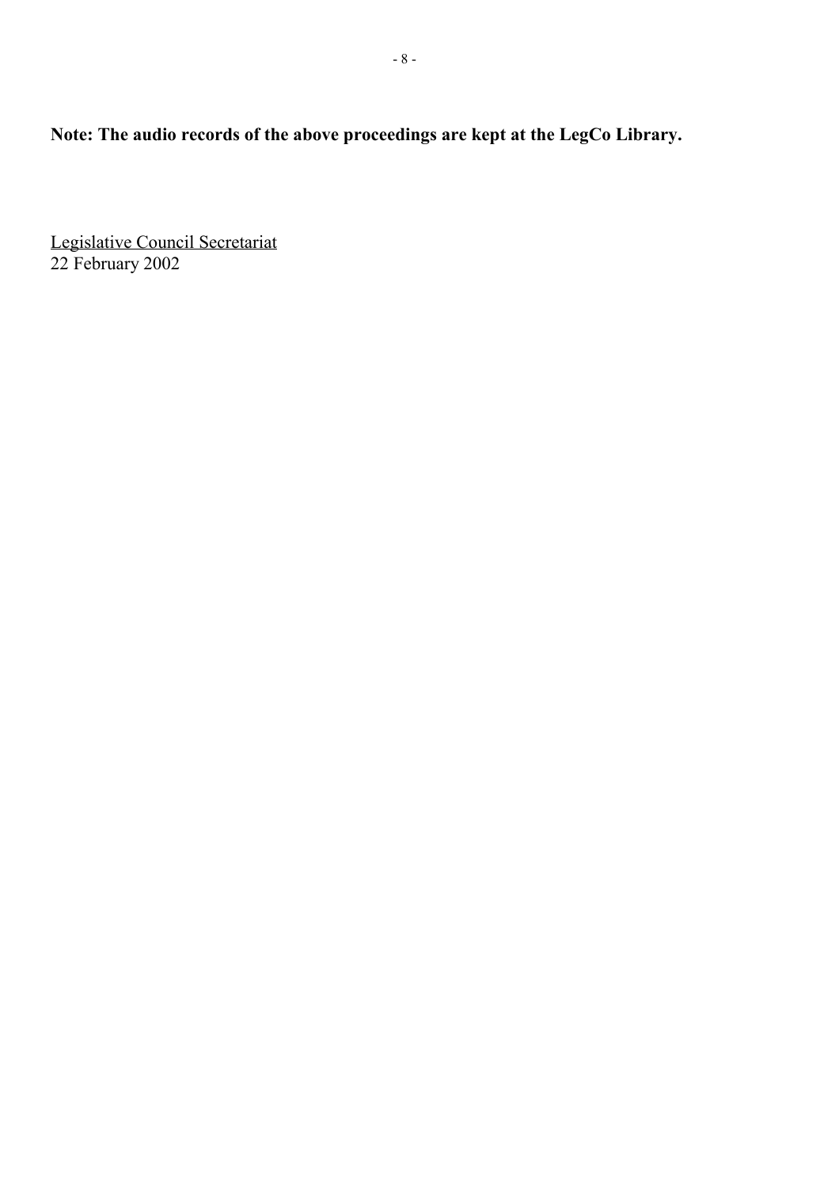**Note: The audio records of the above proceedings are kept at the LegCo Library.**

Legislative Council Secretariat
22 February 2002